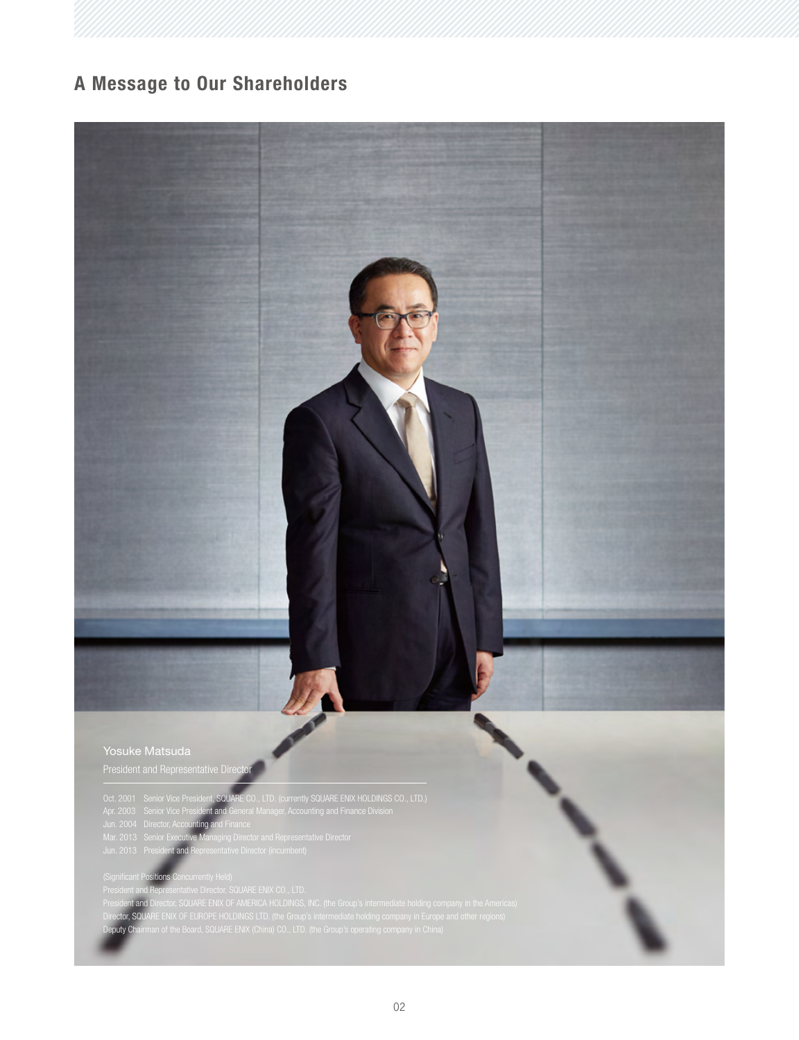# A Message to Our Shareholders

**Yosuke Matsuda**

President and Representative Director

- Oct. 2001 Senior Vice President, SQUARE CO., LTD. (currently SQUARE ENIX HOLDINGS CO., LTD.)
- Apr. 2003 Senior Vice President and General Manager, Accounting and Finance Division
- Jun. 2004 Director, Accounting and Finance
- Mar. 2013 Senior Executive Managing Director and Representative Director
- Jun. 2013 President and Representative Director (incumbent)

(Significant Positions Concurrently Held)

President and Representative Director, SQUARE ENIX CO., LTD.

President and Director, SQUARE ENIX OF AMERICA HOLDINGS, INC. (the Group's intermediate holding company in the Americas)

Director, SQUARE ENIX OF EUROPE HOLDINGS LTD. (the Group's intermediate holding company in Europe and other regions)

Deputy Chairman of the Board, SQUARE ENIX (China) CO., LTD. (the Group's operating company in China)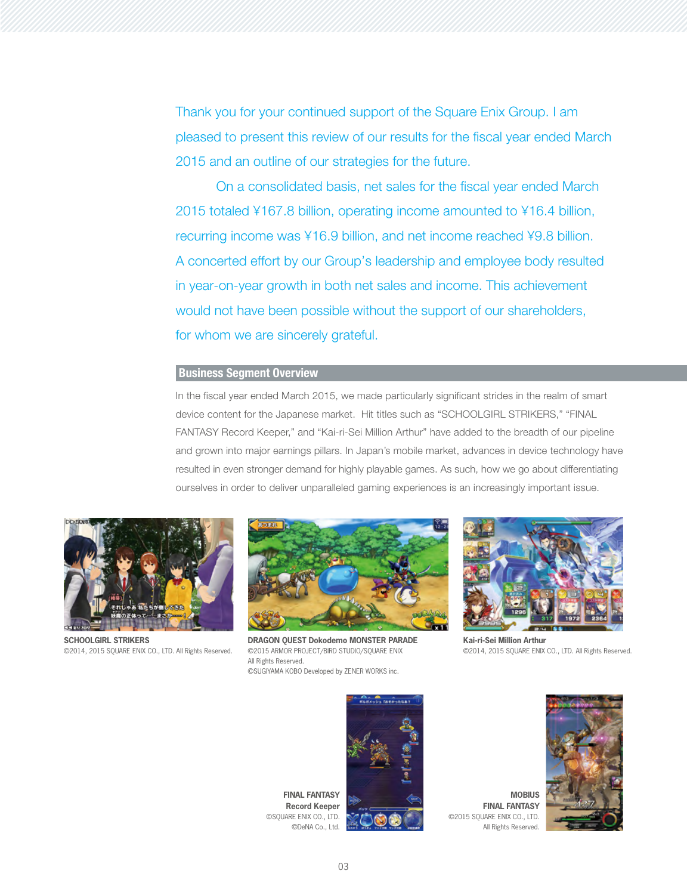Thank you for your continued support of the Square Enix Group. I am pleased to present this review of our results for the fiscal year ended March 2015 and an outline of our strategies for the future.

On a consolidated basis, net sales for the fiscal year ended March 2015 totaled ¥167.8 billion, operating income amounted to ¥16.4 billion, recurring income was ¥16.9 billion, and net income reached ¥9.8 billion. A concerted effort by our Group's leadership and employee body resulted in year-on-year growth in both net sales and income. This achievement would not have been possible without the support of our shareholders, for whom we are sincerely grateful.

## Business Segment Overview

In the fiscal year ended March 2015, we made particularly significant strides in the realm of smart device content for the Japanese market. Hit titles such as "SCHOOLGIRL STRIKERS," "FINAL FANTASY Record Keeper," and "Kai-ri-Sei Million Arthur" have added to the breadth of our pipeline and grown into major earnings pillars. In Japan's mobile market, advances in device technology have resulted in even stronger demand for highly playable games. As such, how we go about differentiating ourselves in order to deliver unparalleled gaming experiences is an increasingly important issue.

**SCHOOLGIRL STRIKERS**
©2014, 2015 SQUARE ENIX CO., LTD. All Rights Reserved.

**DRAGON QUEST Dokodemo MONSTER PARADE**
©2015 ARMOR PROJECT/BIRD STUDIO/SQUARE ENIX
All Rights Reserved.
©SUGIYAMA KOBO Developed by ZENER WORKS inc.

**Kai-ri-Sei Million Arthur**
©2014, 2015 SQUARE ENIX CO., LTD. All Rights Reserved.

**FINAL FANTASY Record Keeper**
©SQUARE ENIX CO., LTD.
©DeNA Co., Ltd.

**MOBIUS FINAL FANTASY**
©2015 SQUARE ENIX CO., LTD.
All Rights Reserved.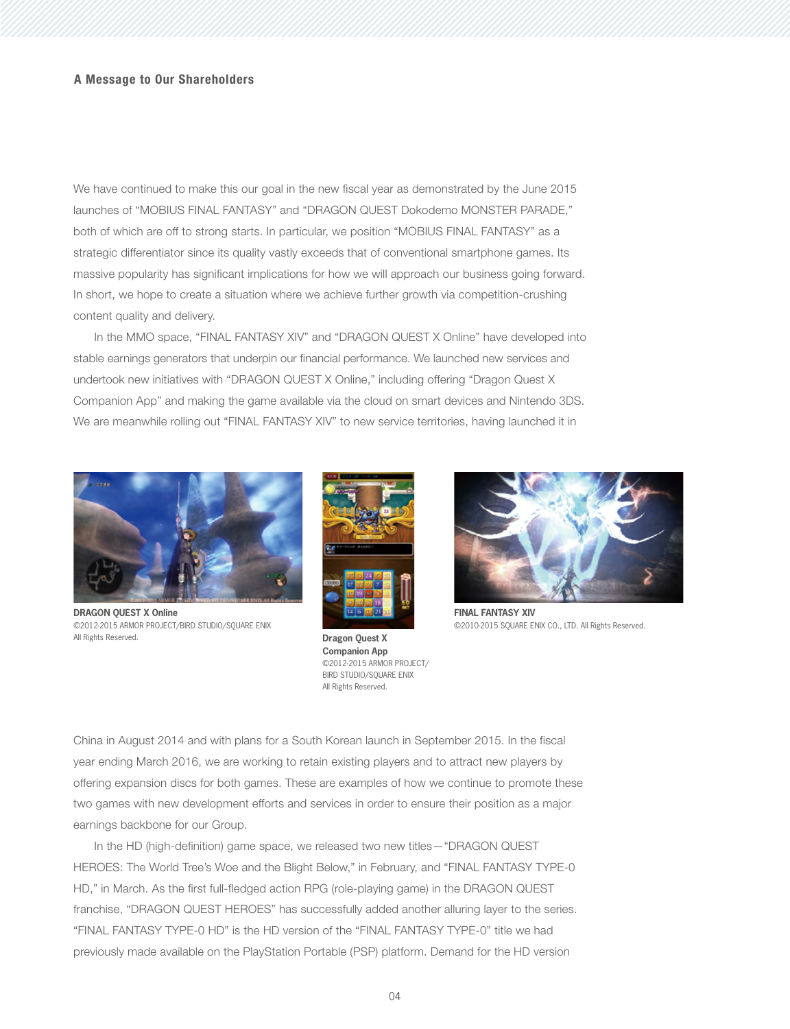## A Message to Our Shareholders

We have continued to make this our goal in the new fiscal year as demonstrated by the June 2015 launches of "MOBIUS FINAL FANTASY" and "DRAGON QUEST Dokodemo MONSTER PARADE," both of which are off to strong starts. In particular, we position "MOBIUS FINAL FANTASY" as a strategic differentiator since its quality vastly exceeds that of conventional smartphone games. Its massive popularity has significant implications for how we will approach our business going forward. In short, we hope to create a situation where we achieve further growth via competition-crushing content quality and delivery.

In the MMO space, "FINAL FANTASY XIV" and "DRAGON QUEST X Online" have developed into stable earnings generators that underpin our financial performance. We launched new services and undertook new initiatives with "DRAGON QUEST X Online," including offering "Dragon Quest X Companion App" and making the game available via the cloud on smart devices and Nintendo 3DS. We are meanwhile rolling out "FINAL FANTASY XIV" to new service territories, having launched it in China in August 2014 and with plans for a South Korean launch in September 2015. In the fiscal year ending March 2016, we are working to retain existing players and to attract new players by offering expansion discs for both games. These are examples of how we continue to promote these two games with new development efforts and services in order to ensure their position as a major earnings backbone for our Group.

**DRAGON QUEST X Online**
©2012-2015 ARMOR PROJECT/BIRD STUDIO/SQUARE ENIX
All Rights Reserved.

**Dragon Quest X Companion App**
©2012-2015 ARMOR PROJECT/BIRD STUDIO/SQUARE ENIX
All Rights Reserved.

**FINAL FANTASY XIV**
©2010-2015 SQUARE ENIX CO., LTD. All Rights Reserved.

In the HD (high-definition) game space, we released two new titles—"DRAGON QUEST HEROES: The World Tree's Woe and the Blight Below," in February, and "FINAL FANTASY TYPE-0 HD," in March. As the first full-fledged action RPG (role-playing game) in the DRAGON QUEST franchise, "DRAGON QUEST HEROES" has successfully added another alluring layer to the series. "FINAL FANTASY TYPE-0 HD" is the HD version of the "FINAL FANTASY TYPE-0" title we had previously made available on the PlayStation Portable (PSP) platform. Demand for the HD version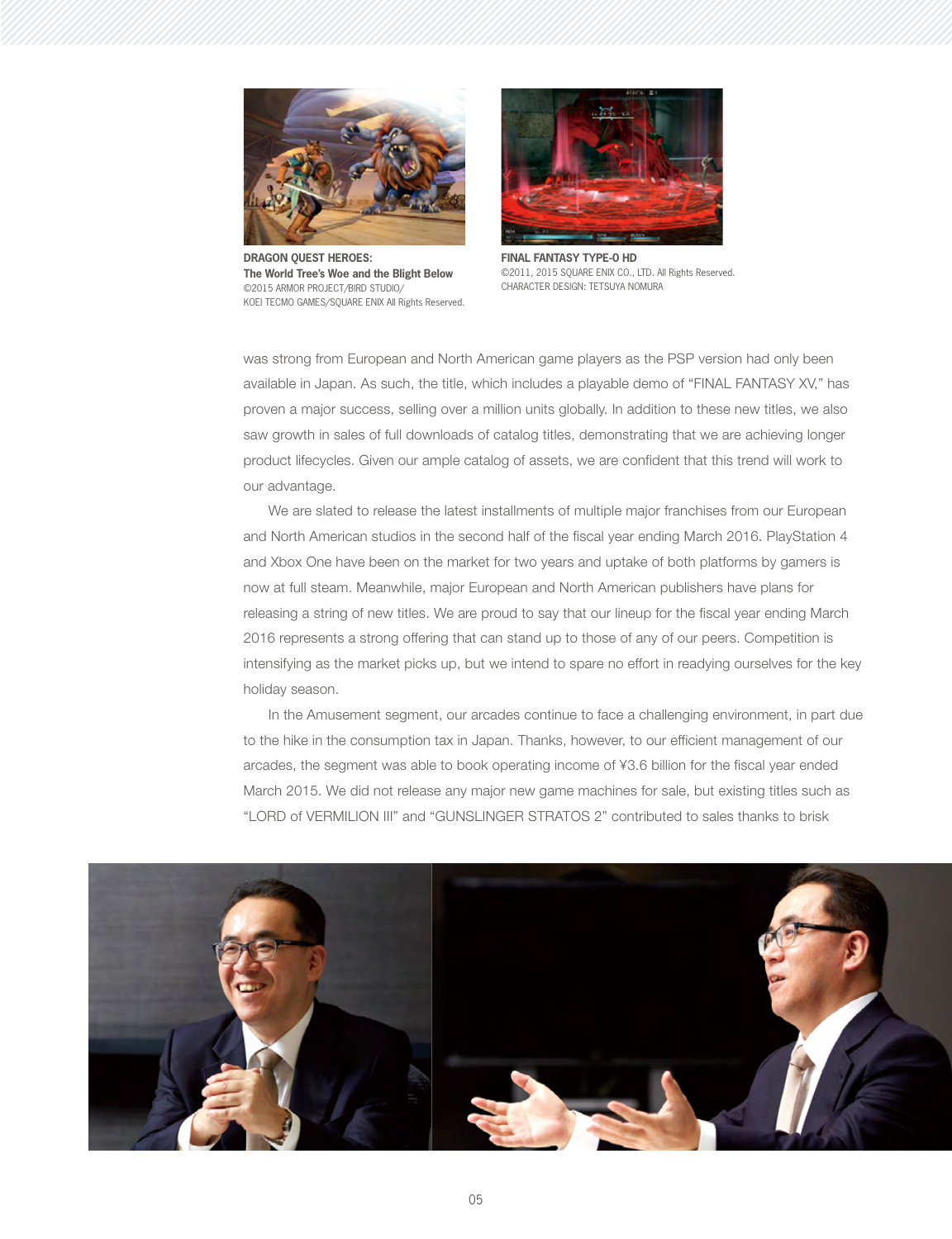**DRAGON QUEST HEROES:**
**The World Tree's Woe and the Blight Below**
©2015 ARMOR PROJECT/BIRD STUDIO/
KOEI TECMO GAMES/SQUARE ENIX All Rights Reserved.

**FINAL FANTASY TYPE-0 HD**
©2011, 2015 SQUARE ENIX CO., LTD. All Rights Reserved.
CHARACTER DESIGN: TETSUYA NOMURA

was strong from European and North American game players as the PSP version had only been available in Japan. As such, the title, which includes a playable demo of "FINAL FANTASY XV," has proven a major success, selling over a million units globally. In addition to these new titles, we also saw growth in sales of full downloads of catalog titles, demonstrating that we are achieving longer product lifecycles. Given our ample catalog of assets, we are confident that this trend will work to our advantage.

We are slated to release the latest installments of multiple major franchises from our European and North American studios in the second half of the fiscal year ending March 2016. PlayStation 4 and Xbox One have been on the market for two years and uptake of both platforms by gamers is now at full steam. Meanwhile, major European and North American publishers have plans for releasing a string of new titles. We are proud to say that our lineup for the fiscal year ending March 2016 represents a strong offering that can stand up to those of any of our peers. Competition is intensifying as the market picks up, but we intend to spare no effort in readying ourselves for the key holiday season.

In the Amusement segment, our arcades continue to face a challenging environment, in part due to the hike in the consumption tax in Japan. Thanks, however, to our efficient management of our arcades, the segment was able to book operating income of ¥3.6 billion for the fiscal year ended March 2015. We did not release any major new game machines for sale, but existing titles such as "LORD of VERMILION III" and "GUNSLINGER STRATOS 2" contributed to sales thanks to brisk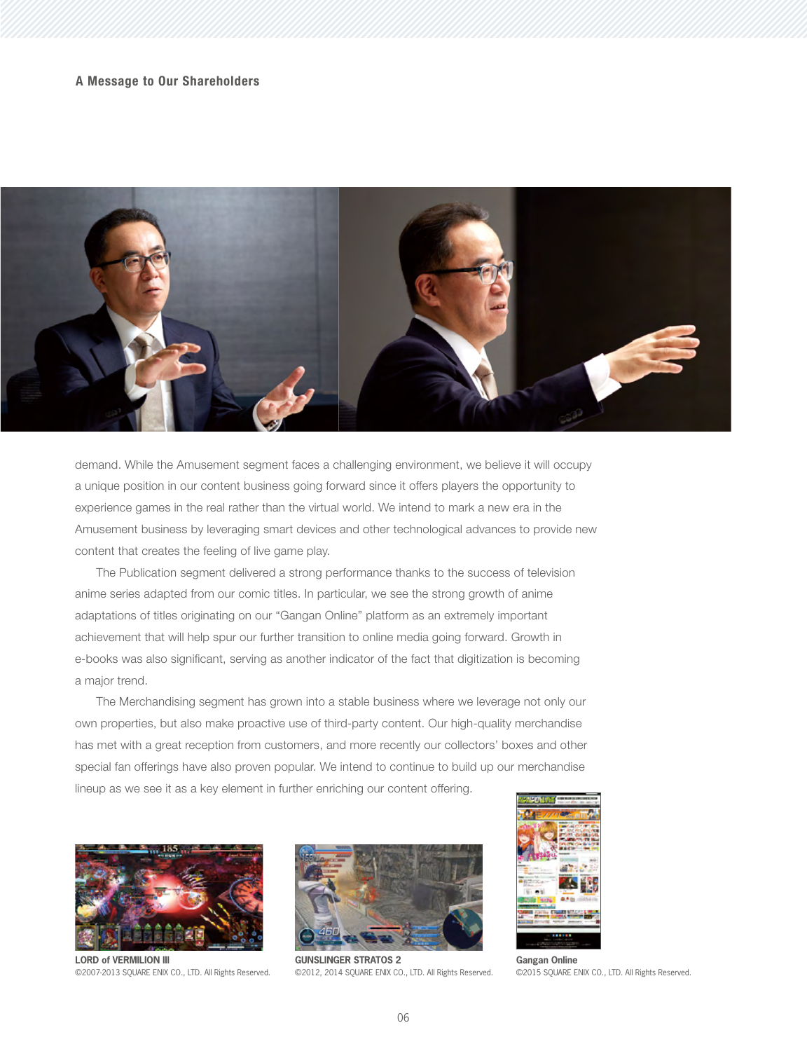demand. While the Amusement segment faces a challenging environment, we believe it will occupy a unique position in our content business going forward since it offers players the opportunity to experience games in the real rather than the virtual world. We intend to mark a new era in the Amusement business by leveraging smart devices and other technological advances to provide new content that creates the feeling of live game play.

The Publication segment delivered a strong performance thanks to the success of television anime series adapted from our comic titles. In particular, we see the strong growth of anime adaptations of titles originating on our "Gangan Online" platform as an extremely important achievement that will help spur our further transition to online media going forward. Growth in e-books was also significant, serving as another indicator of the fact that digitization is becoming a major trend.

The Merchandising segment has grown into a stable business where we leverage not only our own properties, but also make proactive use of third-party content. Our high-quality merchandise has met with a great reception from customers, and more recently our collectors' boxes and other special fan offerings have also proven popular. We intend to continue to build up our merchandise lineup as we see it as a key element in further enriching our content offering.

**LORD of VERMILION III**
©2007-2013 SQUARE ENIX CO., LTD. All Rights Reserved.

**GUNSLINGER STRATOS 2**
©2012, 2014 SQUARE ENIX CO., LTD. All Rights Reserved.

**Gangan Online**
©2015 SQUARE ENIX CO., LTD. All Rights Reserved.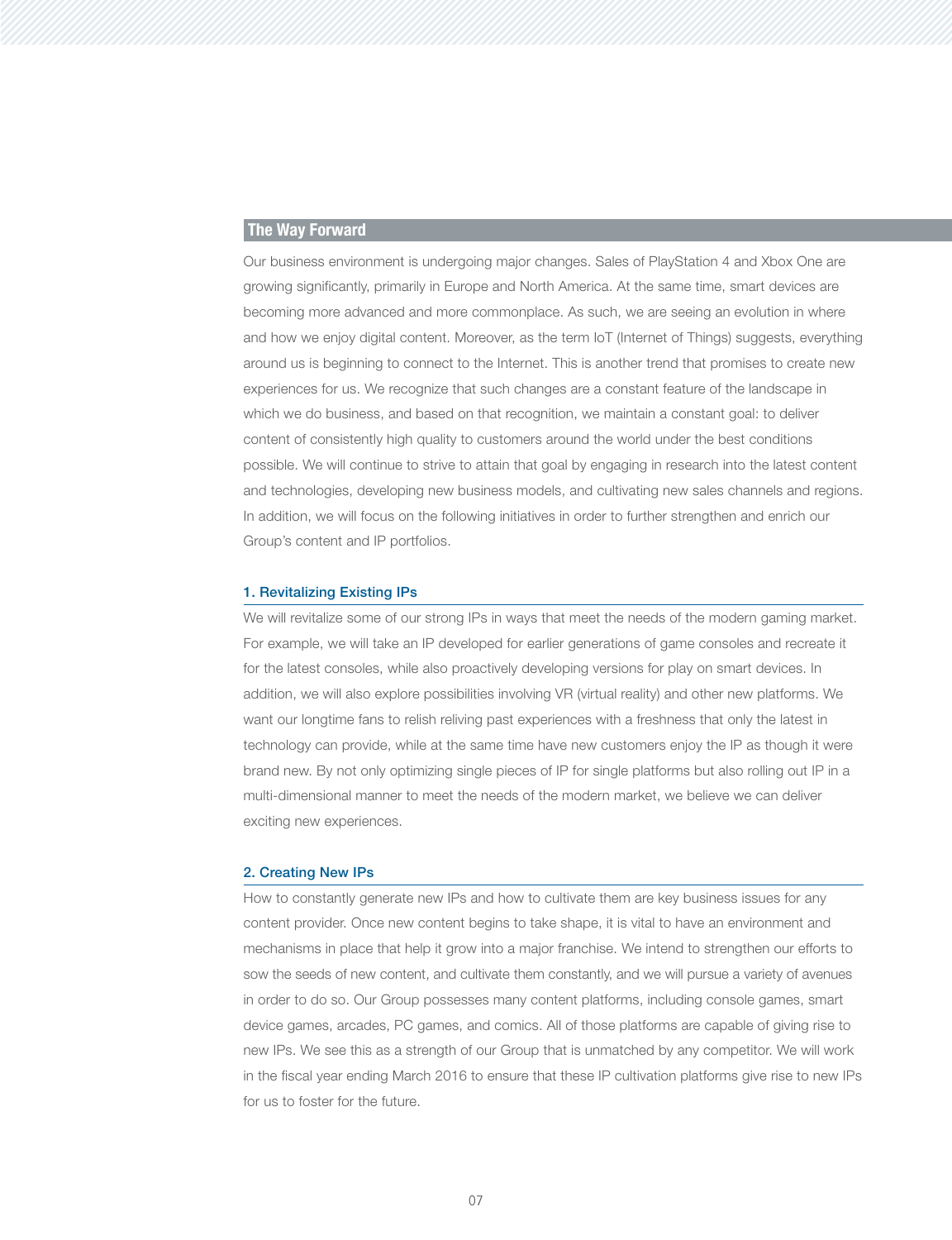## The Way Forward

Our business environment is undergoing major changes. Sales of PlayStation 4 and Xbox One are growing significantly, primarily in Europe and North America. At the same time, smart devices are becoming more advanced and more commonplace. As such, we are seeing an evolution in where and how we enjoy digital content. Moreover, as the term IoT (Internet of Things) suggests, everything around us is beginning to connect to the Internet. This is another trend that promises to create new experiences for us. We recognize that such changes are a constant feature of the landscape in which we do business, and based on that recognition, we maintain a constant goal: to deliver content of consistently high quality to customers around the world under the best conditions possible. We will continue to strive to attain that goal by engaging in research into the latest content and technologies, developing new business models, and cultivating new sales channels and regions. In addition, we will focus on the following initiatives in order to further strengthen and enrich our Group's content and IP portfolios.

### 1. Revitalizing Existing IPs

We will revitalize some of our strong IPs in ways that meet the needs of the modern gaming market. For example, we will take an IP developed for earlier generations of game consoles and recreate it for the latest consoles, while also proactively developing versions for play on smart devices. In addition, we will also explore possibilities involving VR (virtual reality) and other new platforms. We want our longtime fans to relish reliving past experiences with a freshness that only the latest in technology can provide, while at the same time have new customers enjoy the IP as though it were brand new. By not only optimizing single pieces of IP for single platforms but also rolling out IP in a multi-dimensional manner to meet the needs of the modern market, we believe we can deliver exciting new experiences.

### 2. Creating New IPs

How to constantly generate new IPs and how to cultivate them are key business issues for any content provider. Once new content begins to take shape, it is vital to have an environment and mechanisms in place that help it grow into a major franchise. We intend to strengthen our efforts to sow the seeds of new content, and cultivate them constantly, and we will pursue a variety of avenues in order to do so. Our Group possesses many content platforms, including console games, smart device games, arcades, PC games, and comics. All of those platforms are capable of giving rise to new IPs. We see this as a strength of our Group that is unmatched by any competitor. We will work in the fiscal year ending March 2016 to ensure that these IP cultivation platforms give rise to new IPs for us to foster for the future.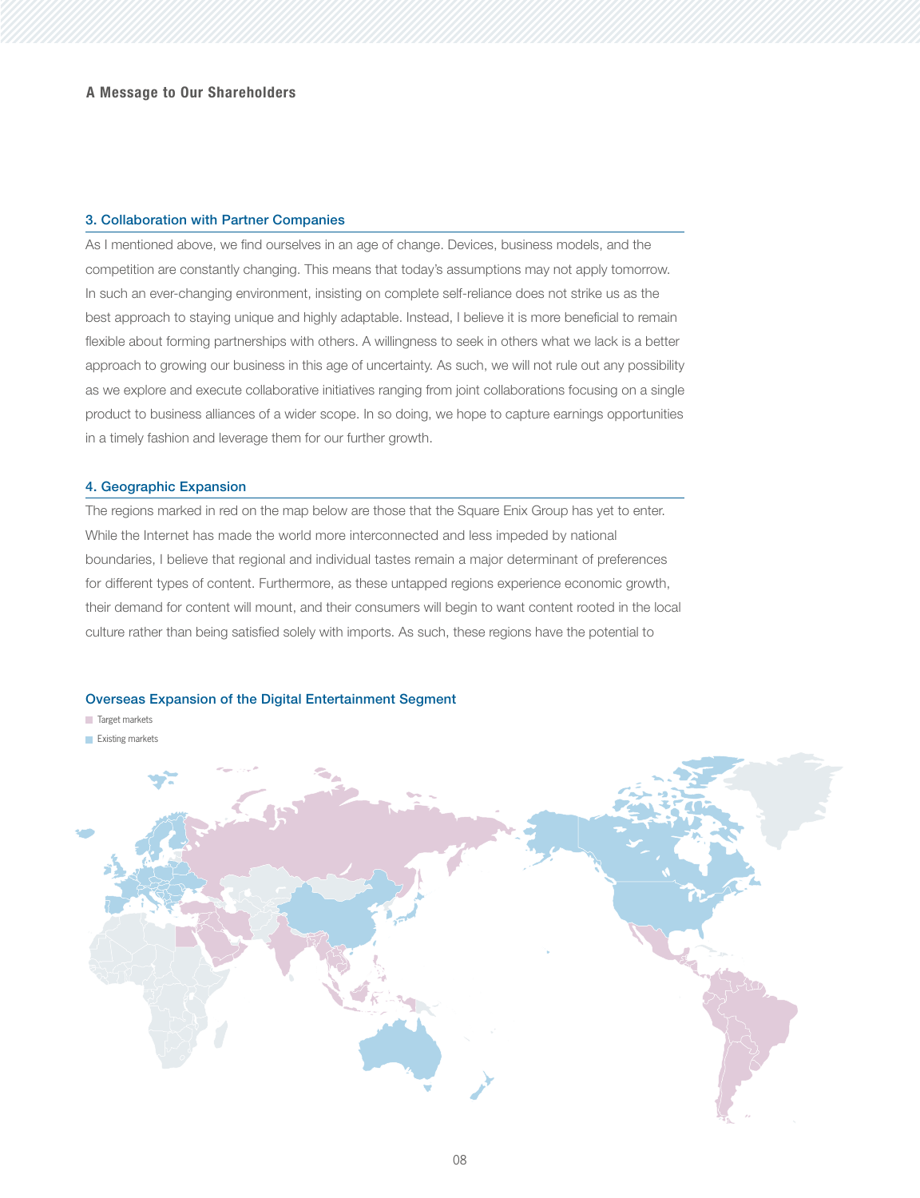## A Message to Our Shareholders

### 3. Collaboration with Partner Companies

As I mentioned above, we find ourselves in an age of change. Devices, business models, and the competition are constantly changing. This means that today's assumptions may not apply tomorrow. In such an ever-changing environment, insisting on complete self-reliance does not strike us as the best approach to staying unique and highly adaptable. Instead, I believe it is more beneficial to remain flexible about forming partnerships with others. A willingness to seek in others what we lack is a better approach to growing our business in this age of uncertainty. As such, we will not rule out any possibility as we explore and execute collaborative initiatives ranging from joint collaborations focusing on a single product to business alliances of a wider scope. In so doing, we hope to capture earnings opportunities in a timely fashion and leverage them for our further growth.

### 4. Geographic Expansion

The regions marked in red on the map below are those that the Square Enix Group has yet to enter. While the Internet has made the world more interconnected and less impeded by national boundaries, I believe that regional and individual tastes remain a major determinant of preferences for different types of content. Furthermore, as these untapped regions experience economic growth, their demand for content will mount, and their consumers will begin to want content rooted in the local culture rather than being satisfied solely with imports. As such, these regions have the potential to

**Overseas Expansion of the Digital Entertainment Segment**

- Target markets
- Existing markets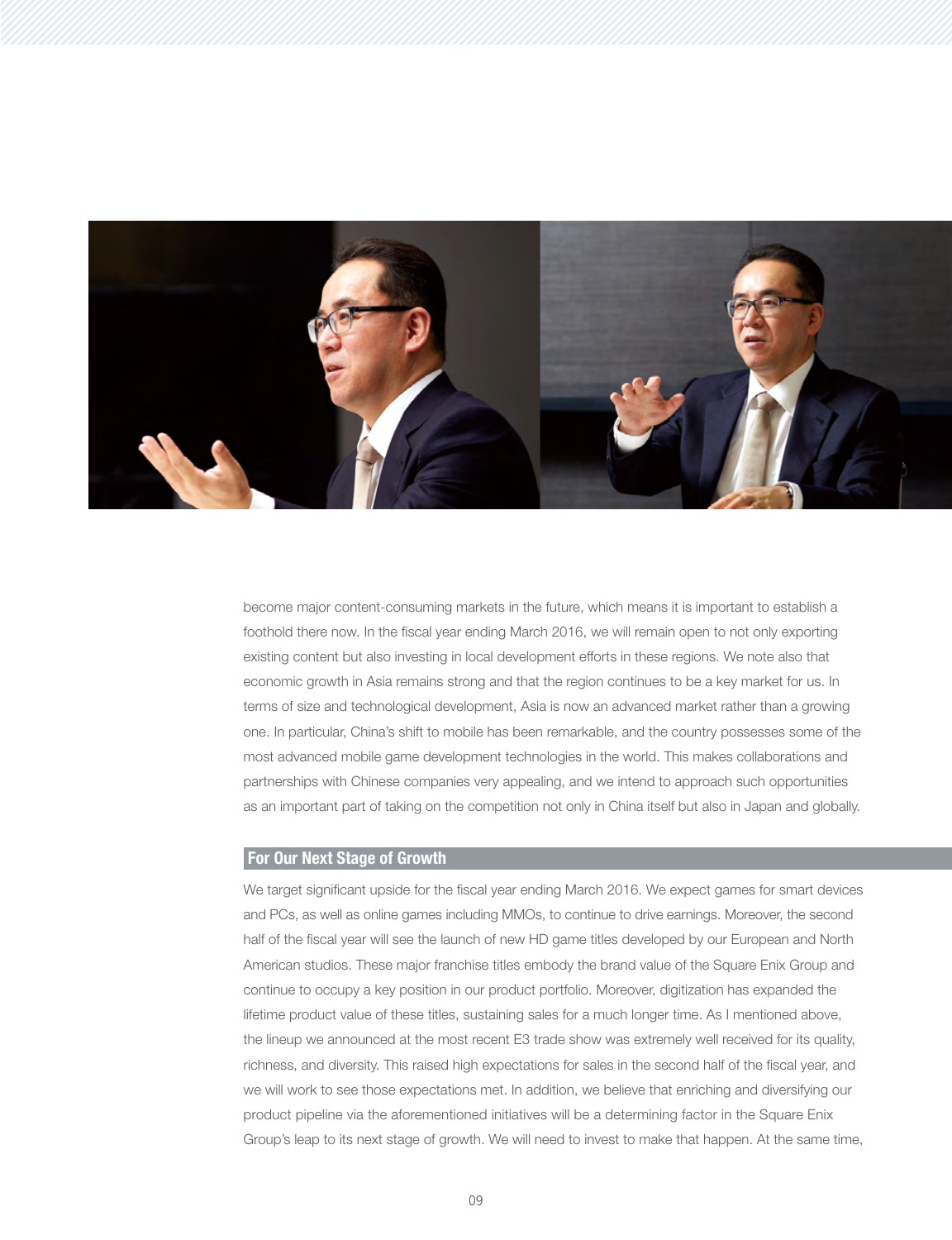become major content-consuming markets in the future, which means it is important to establish a foothold there now. In the fiscal year ending March 2016, we will remain open to not only exporting existing content but also investing in local development efforts in these regions. We note also that economic growth in Asia remains strong and that the region continues to be a key market for us. In terms of size and technological development, Asia is now an advanced market rather than a growing one. In particular, China's shift to mobile has been remarkable, and the country possesses some of the most advanced mobile game development technologies in the world. This makes collaborations and partnerships with Chinese companies very appealing, and we intend to approach such opportunities as an important part of taking on the competition not only in China itself but also in Japan and globally.

## For Our Next Stage of Growth

We target significant upside for the fiscal year ending March 2016. We expect games for smart devices and PCs, as well as online games including MMOs, to continue to drive earnings. Moreover, the second half of the fiscal year will see the launch of new HD game titles developed by our European and North American studios. These major franchise titles embody the brand value of the Square Enix Group and continue to occupy a key position in our product portfolio. Moreover, digitization has expanded the lifetime product value of these titles, sustaining sales for a much longer time. As I mentioned above, the lineup we announced at the most recent E3 trade show was extremely well received for its quality, richness, and diversity. This raised high expectations for sales in the second half of the fiscal year, and we will work to see those expectations met. In addition, we believe that enriching and diversifying our product pipeline via the aforementioned initiatives will be a determining factor in the Square Enix Group's leap to its next stage of growth. We will need to invest to make that happen. At the same time,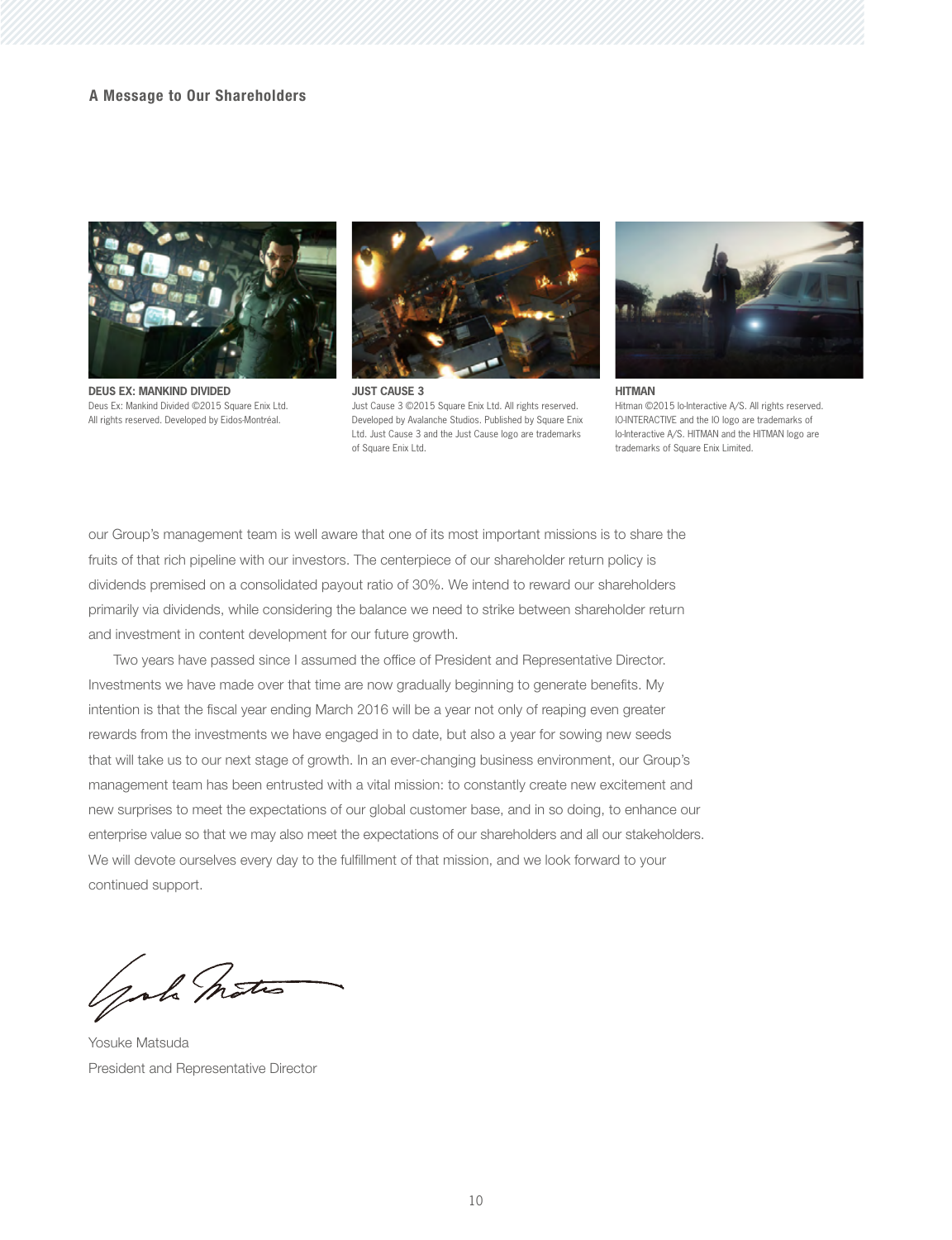**A Message to Our Shareholders**

**DEUS EX: MANKIND DIVIDED**
Deus Ex: Mankind Divided ©2015 Square Enix Ltd. All rights reserved. Developed by Eidos-Montréal.

**JUST CAUSE 3**
Just Cause 3 ©2015 Square Enix Ltd. All rights reserved. Developed by Avalanche Studios. Published by Square Enix Ltd. Just Cause 3 and the Just Cause logo are trademarks of Square Enix Ltd.

**HITMAN**
Hitman ©2015 Io-Interactive A/S. All rights reserved. IO-INTERACTIVE and the IO logo are trademarks of Io-Interactive A/S. HITMAN and the HITMAN logo are trademarks of Square Enix Limited.

our Group's management team is well aware that one of its most important missions is to share the fruits of that rich pipeline with our investors. The centerpiece of our shareholder return policy is dividends premised on a consolidated payout ratio of 30%. We intend to reward our shareholders primarily via dividends, while considering the balance we need to strike between shareholder return and investment in content development for our future growth.

Two years have passed since I assumed the office of President and Representative Director. Investments we have made over that time are now gradually beginning to generate benefits. My intention is that the fiscal year ending March 2016 will be a year not only of reaping even greater rewards from the investments we have engaged in to date, but also a year for sowing new seeds that will take us to our next stage of growth. In an ever-changing business environment, our Group's management team has been entrusted with a vital mission: to constantly create new excitement and new surprises to meet the expectations of our global customer base, and in so doing, to enhance our enterprise value so that we may also meet the expectations of our shareholders and all our stakeholders. We will devote ourselves every day to the fulfillment of that mission, and we look forward to your continued support.

Yosuke Matsuda
President and Representative Director